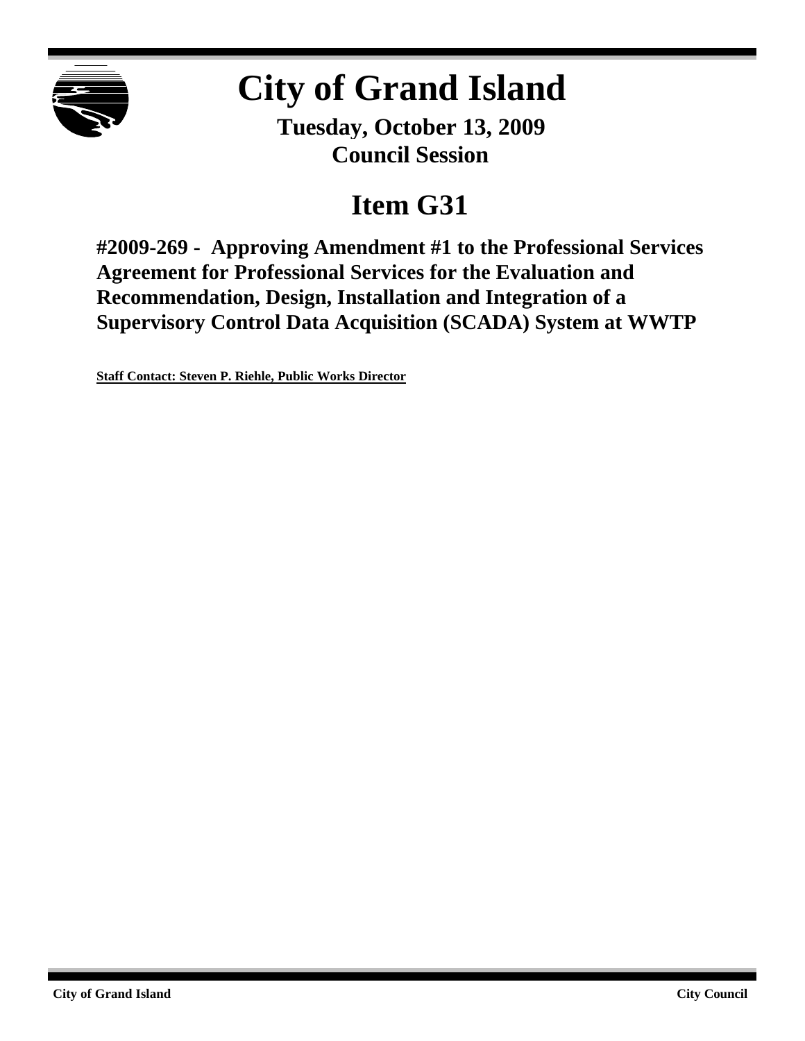# City of Grand Island

**Tuesday, October 13, 2009**
**Council Session**

## Item G31

**#2009-269 - Approving Amendment #1 to the Professional Services Agreement for Professional Services for the Evaluation and Recommendation, Design, Installation and Integration of a Supervisory Control Data Acquisition (SCADA) System at WWTP**

**Staff Contact: Steven P. Riehle, Public Works Director**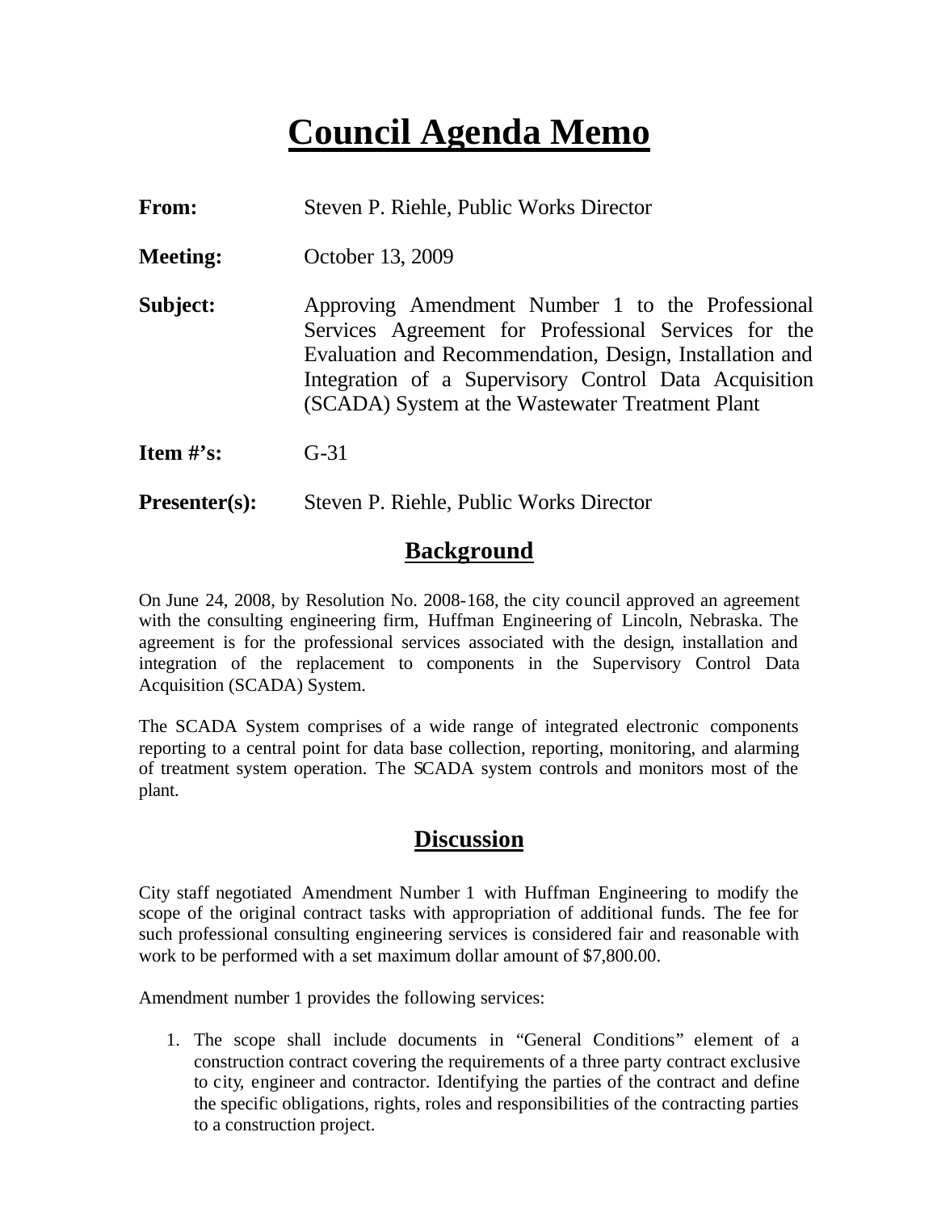# Council Agenda Memo

**From:** Steven P. Riehle, Public Works Director

**Meeting:** October 13, 2009

**Subject:** Approving Amendment Number 1 to the Professional Services Agreement for Professional Services for the Evaluation and Recommendation, Design, Installation and Integration of a Supervisory Control Data Acquisition (SCADA) System at the Wastewater Treatment Plant

**Item #'s:** G-31

**Presenter(s):** Steven P. Riehle, Public Works Director

## Background

On June 24, 2008, by Resolution No. 2008-168, the city council approved an agreement with the consulting engineering firm, Huffman Engineering of Lincoln, Nebraska. The agreement is for the professional services associated with the design, installation and integration of the replacement to components in the Supervisory Control Data Acquisition (SCADA) System.

The SCADA System comprises of a wide range of integrated electronic components reporting to a central point for data base collection, reporting, monitoring, and alarming of treatment system operation. The SCADA system controls and monitors most of the plant.

## Discussion

City staff negotiated Amendment Number 1 with Huffman Engineering to modify the scope of the original contract tasks with appropriation of additional funds. The fee for such professional consulting engineering services is considered fair and reasonable with work to be performed with a set maximum dollar amount of $7,800.00.

Amendment number 1 provides the following services:

1. The scope shall include documents in "General Conditions" element of a construction contract covering the requirements of a three party contract exclusive to city, engineer and contractor. Identifying the parties of the contract and define the specific obligations, rights, roles and responsibilities of the contracting parties to a construction project.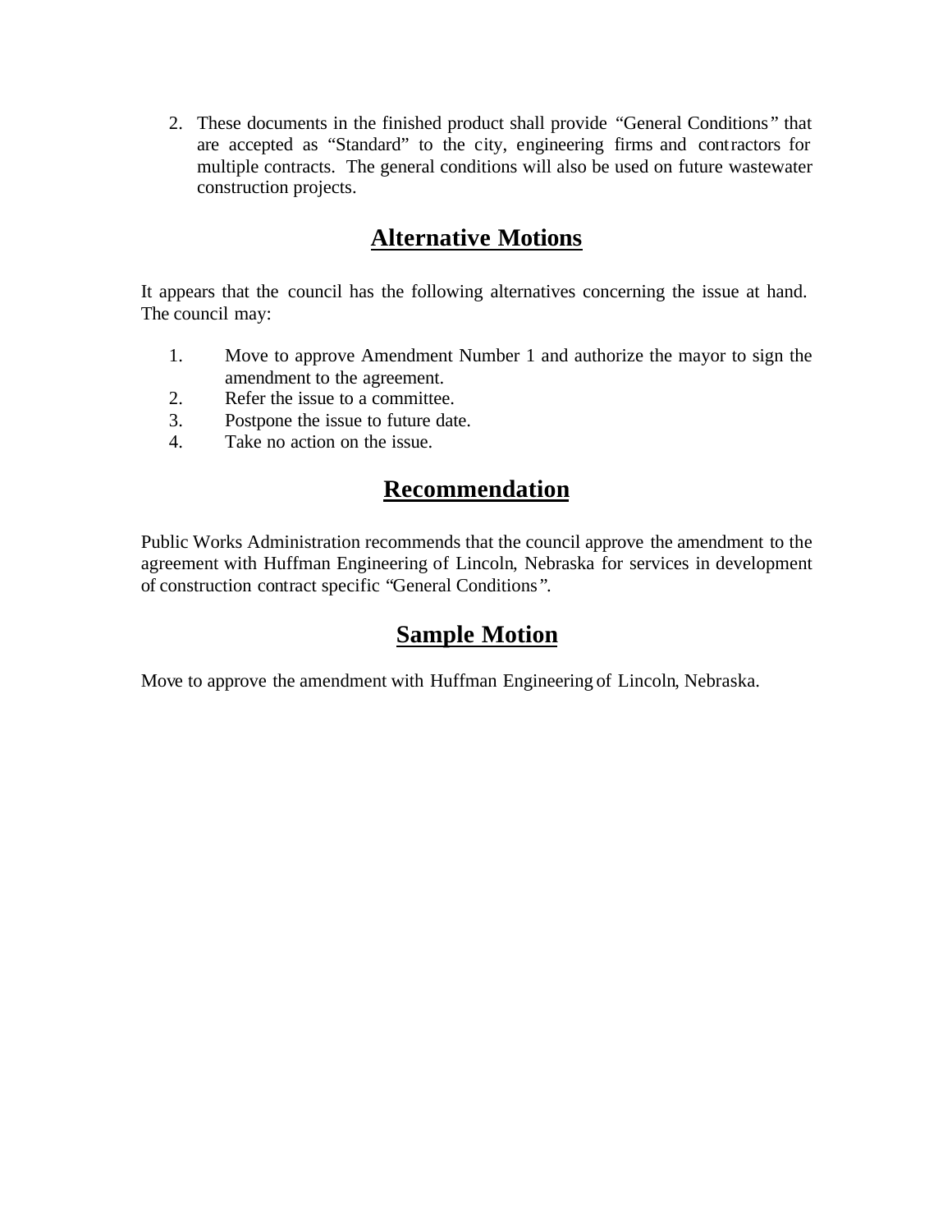2. These documents in the finished product shall provide "General Conditions" that are accepted as "Standard" to the city, engineering firms and contractors for multiple contracts. The general conditions will also be used on future wastewater construction projects.

## Alternative Motions

It appears that the council has the following alternatives concerning the issue at hand. The council may:

1. Move to approve Amendment Number 1 and authorize the mayor to sign the amendment to the agreement.
2. Refer the issue to a committee.
3. Postpone the issue to future date.
4. Take no action on the issue.

## Recommendation

Public Works Administration recommends that the council approve the amendment to the agreement with Huffman Engineering of Lincoln, Nebraska for services in development of construction contract specific "General Conditions".

## Sample Motion

Move to approve the amendment with Huffman Engineering of Lincoln, Nebraska.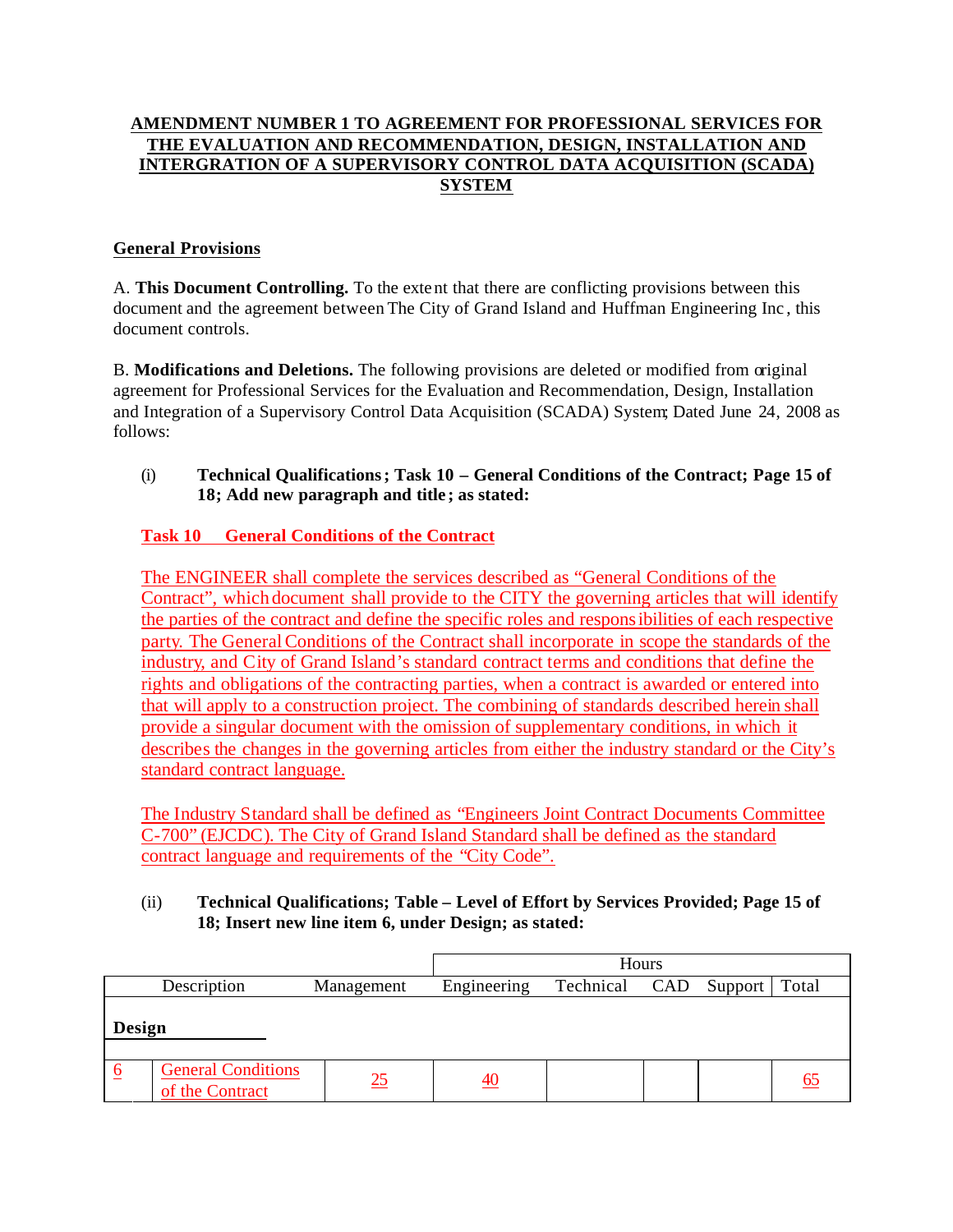**AMENDMENT NUMBER 1 TO AGREEMENT FOR PROFESSIONAL SERVICES FOR THE EVALUATION AND RECOMMENDATION, DESIGN, INSTALLATION AND INTERGRATION OF A SUPERVISORY CONTROL DATA ACQUISITION (SCADA) SYSTEM**

**General Provisions**

A. **This Document Controlling.** To the extent that there are conflicting provisions between this document and the agreement between The City of Grand Island and Huffman Engineering Inc, this document controls.

B. **Modifications and Deletions.** The following provisions are deleted or modified from original agreement for Professional Services for the Evaluation and Recommendation, Design, Installation and Integration of a Supervisory Control Data Acquisition (SCADA) System; Dated June 24, 2008 as follows:

(i) **Technical Qualifications; Task 10 – General Conditions of the Contract; Page 15 of 18; Add new paragraph and title; as stated:**

**Task 10 General Conditions of the Contract**

The ENGINEER shall complete the services described as "General Conditions of the Contract", which document shall provide to the CITY the governing articles that will identify the parties of the contract and define the specific roles and responsibilities of each respective party. The General Conditions of the Contract shall incorporate in scope the standards of the industry, and City of Grand Island's standard contract terms and conditions that define the rights and obligations of the contracting parties, when a contract is awarded or entered into that will apply to a construction project. The combining of standards described herein shall provide a singular document with the omission of supplementary conditions, in which it describes the changes in the governing articles from either the industry standard or the City's standard contract language.

The Industry Standard shall be defined as "Engineers Joint Contract Documents Committee C-700" (EJCDC). The City of Grand Island Standard shall be defined as the standard contract language and requirements of the "City Code".

(ii) **Technical Qualifications; Table – Level of Effort by Services Provided; Page 15 of 18; Insert new line item 6, under Design; as stated:**

| | Description | Management | Hours | | | | |
|---|---|---|---|---|---|---|---|
| | | | Engineering | Technical | CAD | Support | Total |
| **Design** | | | | | | | |
| 6 | General Conditions of the Contract | 25 | 40 | | | | 65 |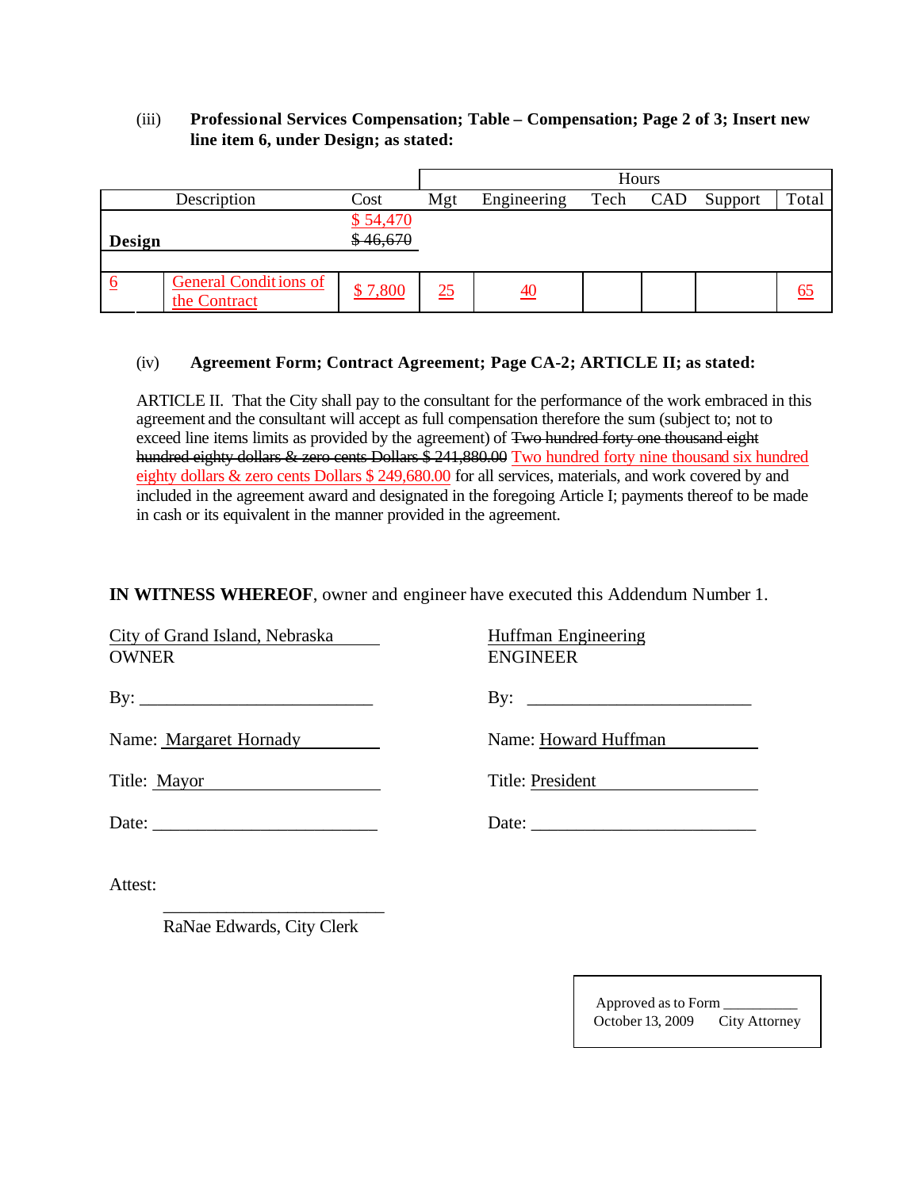(iii) **Professional Services Compensation; Table – Compensation; Page 2 of 3; Insert new line item 6, under Design; as stated:**

| | Description | Cost | Hours | | | | | |
|---|---|---|---|---|---|---|---|---|
| | | | Mgt | Engineering | Tech | CAD | Support | Total |
| **Design** | | $ 54,470 ~~$ 46,670~~ | | | | | | |
| 6 | General Conditions of the Contract | $ 7,800 | 25 | 40 | | | | 65 |

(iv) **Agreement Form; Contract Agreement; Page CA-2; ARTICLE II; as stated:**

ARTICLE II. That the City shall pay to the consultant for the performance of the work embraced in this agreement and the consultant will accept as full compensation therefore the sum (subject to; not to exceed line items limits as provided by the agreement) of ~~Two hundred forty one thousand eight hundred eighty dollars & zero cents Dollars $ 241,880.00~~ Two hundred forty nine thousand six hundred eighty dollars & zero cents Dollars $ 249,680.00 for all services, materials, and work covered by and included in the agreement award and designated in the foregoing Article I; payments thereof to be made in cash or its equivalent in the manner provided in the agreement.

**IN WITNESS WHEREOF**, owner and engineer have executed this Addendum Number 1.

City of Grand Island, Nebraska
OWNER

By: ___________________________

Name: Margaret Hornady

Title: Mayor

Date: ___________________________

Huffman Engineering
ENGINEER

By: ___________________________

Name: Howard Huffman

Title: President

Date: ___________________________

Attest:

___________________________
RaNae Edwards, City Clerk

Approved as to Form ___________
October 13, 2009 City Attorney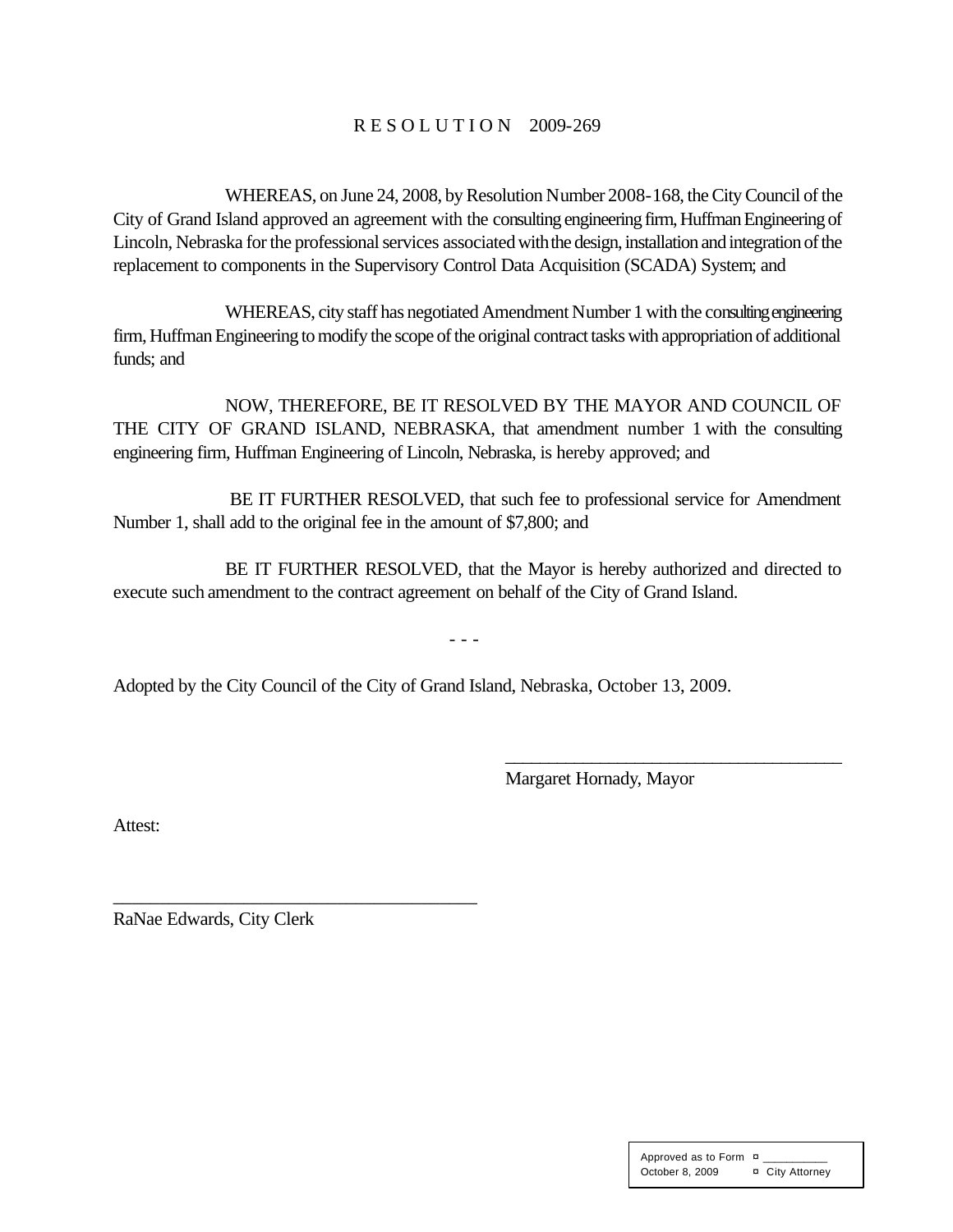# R E S O L U T I O N 2009-269

WHEREAS, on June 24, 2008, by Resolution Number 2008-168, the City Council of the City of Grand Island approved an agreement with the consulting engineering firm, Huffman Engineering of Lincoln, Nebraska for the professional services associated with the design, installation and integration of the replacement to components in the Supervisory Control Data Acquisition (SCADA) System; and

WHEREAS, city staff has negotiated Amendment Number 1 with the consulting engineering firm, Huffman Engineering to modify the scope of the original contract tasks with appropriation of additional funds; and

NOW, THEREFORE, BE IT RESOLVED BY THE MAYOR AND COUNCIL OF THE CITY OF GRAND ISLAND, NEBRASKA, that amendment number 1 with the consulting engineering firm, Huffman Engineering of Lincoln, Nebraska, is hereby approved; and

BE IT FURTHER RESOLVED, that such fee to professional service for Amendment Number 1, shall add to the original fee in the amount of $7,800; and

BE IT FURTHER RESOLVED, that the Mayor is hereby authorized and directed to execute such amendment to the contract agreement on behalf of the City of Grand Island.

- - -

Adopted by the City Council of the City of Grand Island, Nebraska, October 13, 2009.

\_\_\_\_\_\_\_\_\_\_\_\_\_\_\_\_\_\_\_\_\_\_\_\_\_\_\_\_\_\_\_\_\_\_\_\_\_\_\_
Margaret Hornady, Mayor

Attest:

\_\_\_\_\_\_\_\_\_\_\_\_\_\_\_\_\_\_\_\_\_\_\_\_\_\_\_\_\_\_\_\_\_\_\_\_\_\_\_
RaNae Edwards, City Clerk

| | |
|---|---|
| Approved as to Form ¤ | \_\_\_\_\_\_\_\_\_\_ |
| October 8, 2009 | ¤ City Attorney |